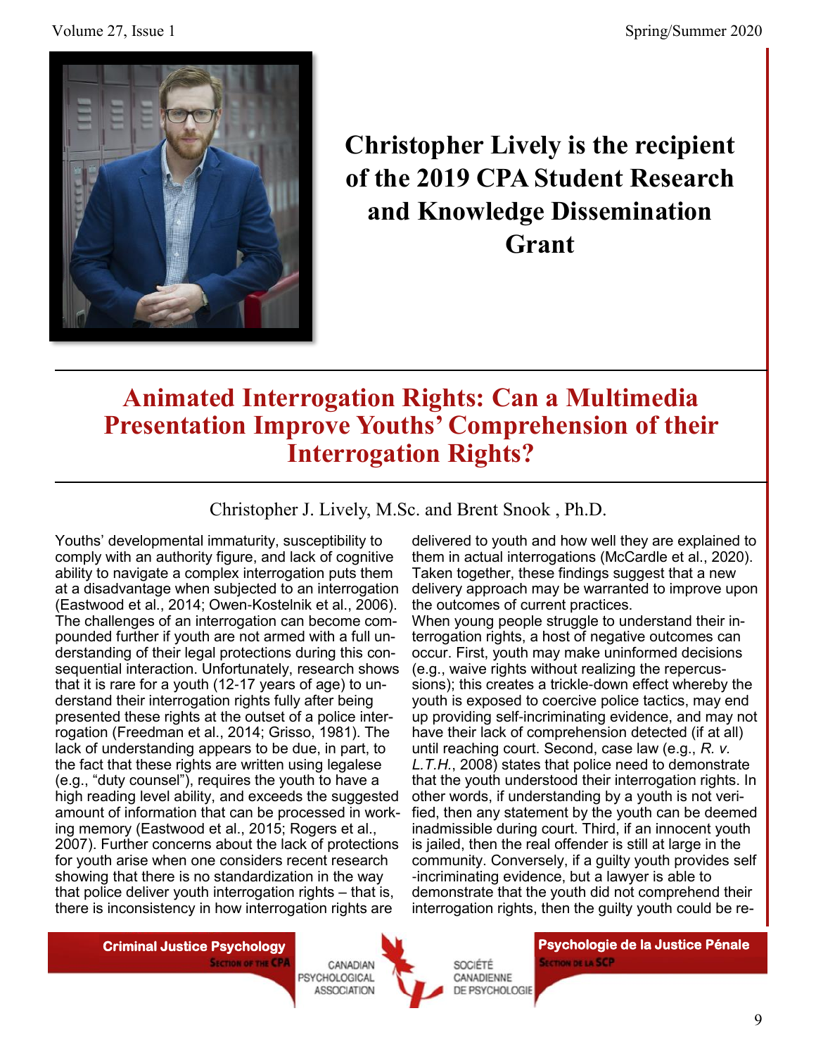# Christopher Lively is the recipient of the 2019 CPA Student Research and Knowledge Dissemination Grant

## Animated Interrogation Rights: Can a Multimedia Presentation Improve Youths' Comprehension of their Interrogation Rights?

Christopher J. Lively, M.Sc. and Brent Snook , Ph.D.

Youths' developmental immaturity, susceptibility to comply with an authority figure, and lack of cognitive ability to navigate a complex interrogation puts them at a disadvantage when subjected to an interrogation (Eastwood et al., 2014; Owen-Kostelnik et al., 2006). The challenges of an interrogation can become compounded further if youth are not armed with a full understanding of their legal protections during this consequential interaction. Unfortunately, research shows that it is rare for a youth (12-17 years of age) to understand their interrogation rights fully after being presented these rights at the outset of a police interrogation (Freedman et al., 2014; Grisso, 1981). The lack of understanding appears to be due, in part, to the fact that these rights are written using legalese (e.g., "duty counsel"), requires the youth to have a high reading level ability, and exceeds the suggested amount of information that can be processed in working memory (Eastwood et al., 2015; Rogers et al., 2007). Further concerns about the lack of protections for youth arise when one considers recent research showing that there is no standardization in the way that police deliver youth interrogation rights – that is, there is inconsistency in how interrogation rights are delivered to youth and how well they are explained to them in actual interrogations (McCardle et al., 2020). Taken together, these findings suggest that a new delivery approach may be warranted to improve upon the outcomes of current practices.

When young people struggle to understand their interrogation rights, a host of negative outcomes can occur. First, youth may make uninformed decisions (e.g., waive rights without realizing the repercussions); this creates a trickle-down effect whereby the youth is exposed to coercive police tactics, may end up providing self-incriminating evidence, and may not have their lack of comprehension detected (if at all) until reaching court. Second, case law (e.g., *R. v. L.T.H.*, 2008) states that police need to demonstrate that the youth understood their interrogation rights. In other words, if understanding by a youth is not verified, then any statement by the youth can be deemed inadmissible during court. Third, if an innocent youth is jailed, then the real offender is still at large in the community. Conversely, if a guilty youth provides self-incriminating evidence, but a lawyer is able to demonstrate that the youth did not comprehend their interrogation rights, then the guilty youth could be re-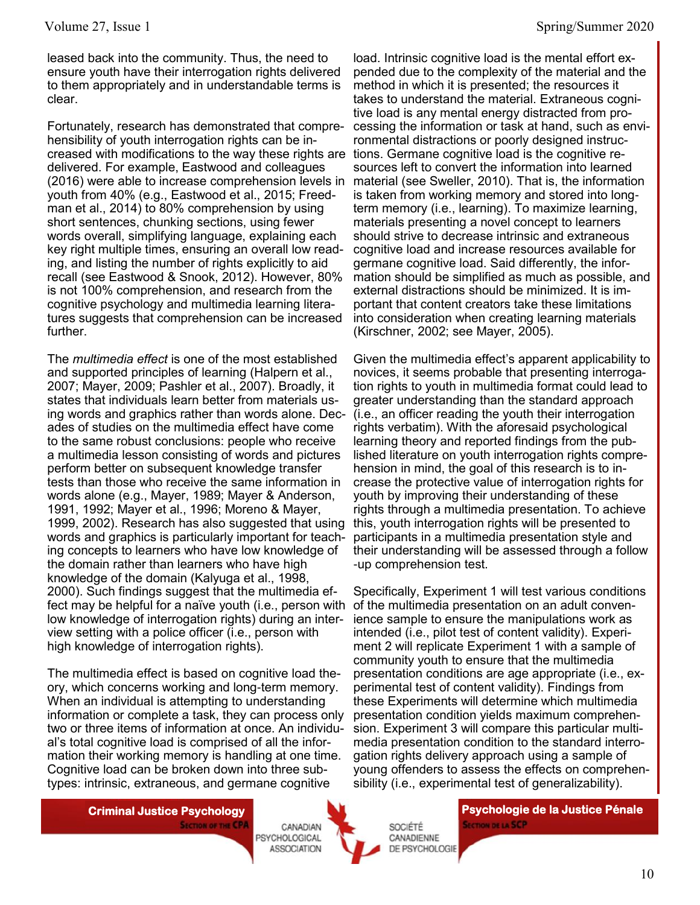leased back into the community. Thus, the need to ensure youth have their interrogation rights delivered to them appropriately and in understandable terms is clear.

Fortunately, research has demonstrated that comprehensibility of youth interrogation rights can be increased with modifications to the way these rights are delivered. For example, Eastwood and colleagues (2016) were able to increase comprehension levels in youth from 40% (e.g., Eastwood et al., 2015; Freedman et al., 2014) to 80% comprehension by using short sentences, chunking sections, using fewer words overall, simplifying language, explaining each key right multiple times, ensuring an overall low reading, and listing the number of rights explicitly to aid recall (see Eastwood & Snook, 2012). However, 80% is not 100% comprehension, and research from the cognitive psychology and multimedia learning literatures suggests that comprehension can be increased further.

The *multimedia effect* is one of the most established and supported principles of learning (Halpern et al., 2007; Mayer, 2009; Pashler et al., 2007). Broadly, it states that individuals learn better from materials using words and graphics rather than words alone. Decades of studies on the multimedia effect have come to the same robust conclusions: people who receive a multimedia lesson consisting of words and pictures perform better on subsequent knowledge transfer tests than those who receive the same information in words alone (e.g., Mayer, 1989; Mayer & Anderson, 1991, 1992; Mayer et al., 1996; Moreno & Mayer, 1999, 2002). Research has also suggested that using words and graphics is particularly important for teaching concepts to learners who have low knowledge of the domain rather than learners who have high knowledge of the domain (Kalyuga et al., 1998, 2000). Such findings suggest that the multimedia effect may be helpful for a naïve youth (i.e., person with low knowledge of interrogation rights) during an interview setting with a police officer (i.e., person with high knowledge of interrogation rights).

The multimedia effect is based on cognitive load theory, which concerns working and long-term memory. When an individual is attempting to understanding information or complete a task, they can process only two or three items of information at once. An individual's total cognitive load is comprised of all the information their working memory is handling at one time. Cognitive load can be broken down into three subtypes: intrinsic, extraneous, and germane cognitive load. Intrinsic cognitive load is the mental effort expended due to the complexity of the material and the method in which it is presented; the resources it takes to understand the material. Extraneous cognitive load is any mental energy distracted from processing the information or task at hand, such as environmental distractions or poorly designed instructions. Germane cognitive load is the cognitive resources left to convert the information into learned material (see Sweller, 2010). That is, the information is taken from working memory and stored into long-term memory (i.e., learning). To maximize learning, materials presenting a novel concept to learners should strive to decrease intrinsic and extraneous cognitive load and increase resources available for germane cognitive load. Said differently, the information should be simplified as much as possible, and external distractions should be minimized. It is important that content creators take these limitations into consideration when creating learning materials (Kirschner, 2002; see Mayer, 2005).

Given the multimedia effect's apparent applicability to novices, it seems probable that presenting interrogation rights to youth in multimedia format could lead to greater understanding than the standard approach (i.e., an officer reading the youth their interrogation rights verbatim). With the aforesaid psychological learning theory and reported findings from the published literature on youth interrogation rights comprehension in mind, the goal of this research is to increase the protective value of interrogation rights for youth by improving their understanding of these rights through a multimedia presentation. To achieve this, youth interrogation rights will be presented to participants in a multimedia presentation style and their understanding will be assessed through a follow-up comprehension test.

Specifically, Experiment 1 will test various conditions of the multimedia presentation on an adult convenience sample to ensure the manipulations work as intended (i.e., pilot test of content validity). Experiment 2 will replicate Experiment 1 with a sample of community youth to ensure that the multimedia presentation conditions are age appropriate (i.e., experimental test of content validity). Findings from these Experiments will determine which multimedia presentation condition yields maximum comprehension. Experiment 3 will compare this particular multimedia presentation condition to the standard interrogation rights delivery approach using a sample of young offenders to assess the effects on comprehensibility (i.e., experimental test of generalizability).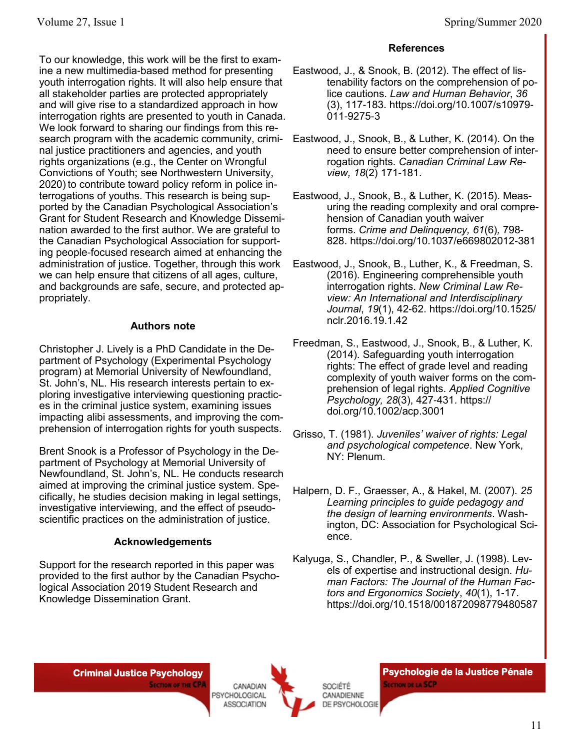To our knowledge, this work will be the first to examine a new multimedia-based method for presenting youth interrogation rights. It will also help ensure that all stakeholder parties are protected appropriately and will give rise to a standardized approach in how interrogation rights are presented to youth in Canada. We look forward to sharing our findings from this research program with the academic community, criminal justice practitioners and agencies, and youth rights organizations (e.g., the Center on Wrongful Convictions of Youth; see Northwestern University, 2020) to contribute toward policy reform in police interrogations of youths. This research is being supported by the Canadian Psychological Association's Grant for Student Research and Knowledge Dissemination awarded to the first author. We are grateful to the Canadian Psychological Association for supporting people-focused research aimed at enhancing the administration of justice. Together, through this work we can help ensure that citizens of all ages, culture, and backgrounds are safe, secure, and protected appropriately.

### Authors note

Christopher J. Lively is a PhD Candidate in the Department of Psychology (Experimental Psychology program) at Memorial University of Newfoundland, St. John's, NL. His research interests pertain to exploring investigative interviewing questioning practices in the criminal justice system, examining issues impacting alibi assessments, and improving the comprehension of interrogation rights for youth suspects.

Brent Snook is a Professor of Psychology in the Department of Psychology at Memorial University of Newfoundland, St. John's, NL. He conducts research aimed at improving the criminal justice system. Specifically, he studies decision making in legal settings, investigative interviewing, and the effect of pseudo-scientific practices on the administration of justice.

### Acknowledgements

Support for the research reported in this paper was provided to the first author by the Canadian Psychological Association 2019 Student Research and Knowledge Dissemination Grant.

### References

Eastwood, J., & Snook, B. (2012). The effect of listenability factors on the comprehension of police cautions. *Law and Human Behavior*, *36* (3), 117-183. https://doi.org/10.1007/s10979-011-9275-3

Eastwood, J., Snook, B., & Luther, K. (2014). On the need to ensure better comprehension of interrogation rights. *Canadian Criminal Law Review, 18*(2) 171-181.

Eastwood, J., Snook, B., & Luther, K. (2015). Measuring the reading complexity and oral comprehension of Canadian youth waiver forms. *Crime and Delinquency, 61*(6), 798-828. https://doi.org/10.1037/e669802012-381

Eastwood, J., Snook, B., Luther, K., & Freedman, S. (2016). Engineering comprehensible youth interrogation rights. *New Criminal Law Review: An International and Interdisciplinary Journal*, *19*(1), 42-62. https://doi.org/10.1525/nclr.2016.19.1.42

Freedman, S., Eastwood, J., Snook, B., & Luther, K. (2014). Safeguarding youth interrogation rights: The effect of grade level and reading complexity of youth waiver forms on the comprehension of legal rights. *Applied Cognitive Psychology, 28*(3), 427-431. https://doi.org/10.1002/acp.3001

Grisso, T. (1981). *Juveniles' waiver of rights: Legal and psychological competence*. New York, NY: Plenum.

Halpern, D. F., Graesser, A., & Hakel, M. (2007). *25 Learning principles to guide pedagogy and the design of learning environments*. Washington, DC: Association for Psychological Science.

Kalyuga, S., Chandler, P., & Sweller, J. (1998). Levels of expertise and instructional design. *Human Factors: The Journal of the Human Factors and Ergonomics Society*, *40*(1), 1-17. https://doi.org/10.1518/001872098779480587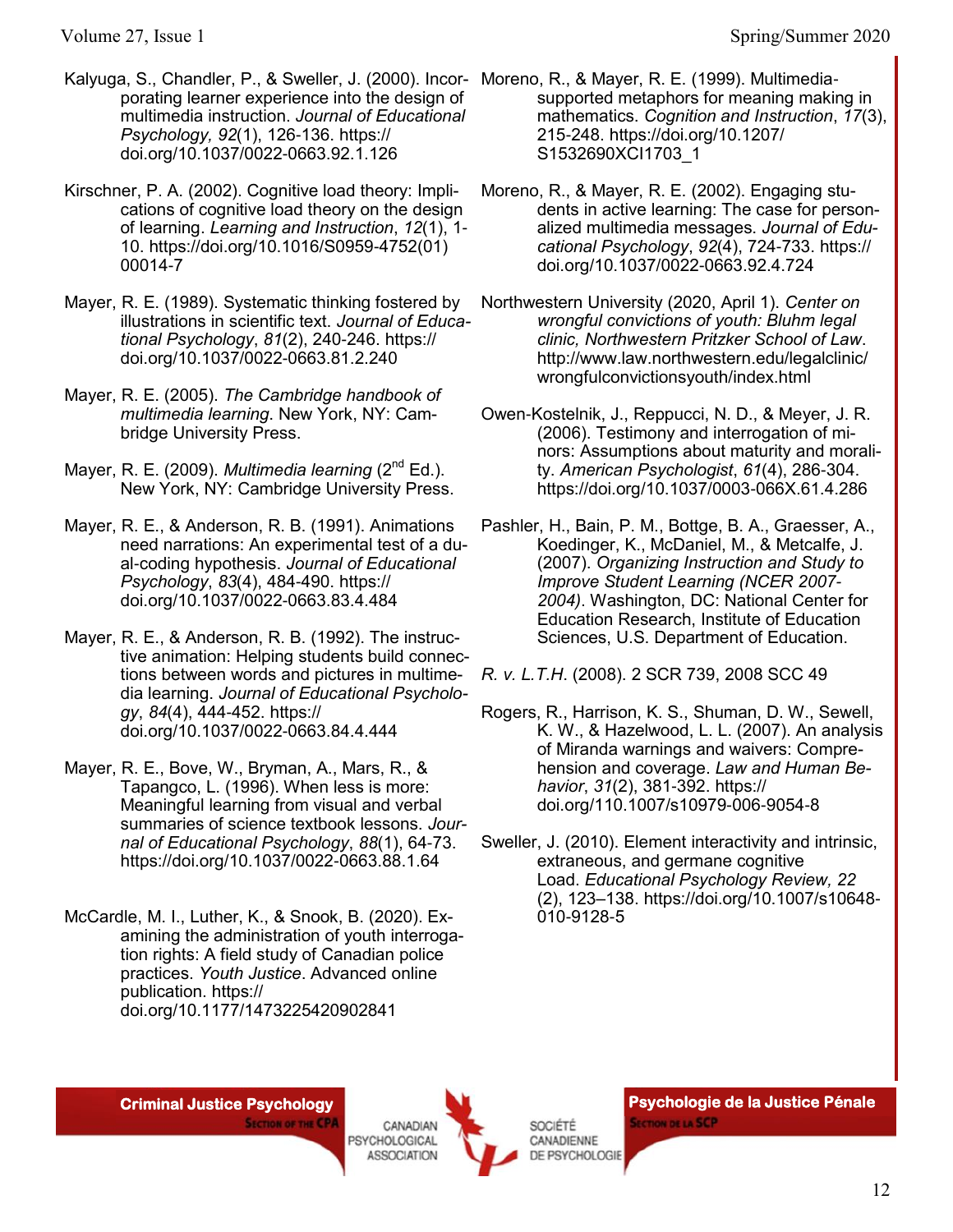Kalyuga, S., Chandler, P., & Sweller, J. (2000). Incorporating learner experience into the design of multimedia instruction. *Journal of Educational Psychology, 92*(1), 126-136. https://doi.org/10.1037/0022-0663.92.1.126

Kirschner, P. A. (2002). Cognitive load theory: Implications of cognitive load theory on the design of learning. *Learning and Instruction*, *12*(1), 1-10. https://doi.org/10.1016/S0959-4752(01)00014-7

Mayer, R. E. (1989). Systematic thinking fostered by illustrations in scientific text. *Journal of Educational Psychology*, *81*(2), 240-246. https://doi.org/10.1037/0022-0663.81.2.240

Mayer, R. E. (2005). *The Cambridge handbook of multimedia learning*. New York, NY: Cambridge University Press.

Mayer, R. E. (2009). *Multimedia learning* (2nd Ed.). New York, NY: Cambridge University Press.

Mayer, R. E., & Anderson, R. B. (1991). Animations need narrations: An experimental test of a dual-coding hypothesis. *Journal of Educational Psychology*, *83*(4), 484-490. https://doi.org/10.1037/0022-0663.83.4.484

Mayer, R. E., & Anderson, R. B. (1992). The instructive animation: Helping students build connections between words and pictures in multimedia learning. *Journal of Educational Psychology*, *84*(4), 444-452. https://doi.org/10.1037/0022-0663.84.4.444

Mayer, R. E., Bove, W., Bryman, A., Mars, R., & Tapangco, L. (1996). When less is more: Meaningful learning from visual and verbal summaries of science textbook lessons. *Journal of Educational Psychology*, *88*(1), 64-73. https://doi.org/10.1037/0022-0663.88.1.64

McCardle, M. I., Luther, K., & Snook, B. (2020). Examining the administration of youth interrogation rights: A field study of Canadian police practices. *Youth Justice*. Advanced online publication. https://doi.org/10.1177/1473225420902841

Moreno, R., & Mayer, R. E. (1999). Multimedia-supported metaphors for meaning making in mathematics. *Cognition and Instruction*, *17*(3), 215-248. https://doi.org/10.1207/S1532690XCI1703_1

Moreno, R., & Mayer, R. E. (2002). Engaging students in active learning: The case for personalized multimedia messages. *Journal of Educational Psychology*, *92*(4), 724-733. https://doi.org/10.1037/0022-0663.92.4.724

Northwestern University (2020, April 1). *Center on wrongful convictions of youth: Bluhm legal clinic, Northwestern Pritzker School of Law*. http://www.law.northwestern.edu/legalclinic/wrongfulconvictionsyouth/index.html

Owen-Kostelnik, J., Reppucci, N. D., & Meyer, J. R. (2006). Testimony and interrogation of minors: Assumptions about maturity and morality. *American Psychologist*, *61*(4), 286-304. https://doi.org/10.1037/0003-066X.61.4.286

Pashler, H., Bain, P. M., Bottge, B. A., Graesser, A., Koedinger, K., McDaniel, M., & Metcalfe, J. (2007). *Organizing Instruction and Study to Improve Student Learning (NCER 2007-2004)*. Washington, DC: National Center for Education Research, Institute of Education Sciences, U.S. Department of Education.

*R. v. L.T.H.* (2008). 2 SCR 739, 2008 SCC 49

Rogers, R., Harrison, K. S., Shuman, D. W., Sewell, K. W., & Hazelwood, L. L. (2007). An analysis of Miranda warnings and waivers: Comprehension and coverage. *Law and Human Behavior*, *31*(2), 381-392. https://doi.org/110.1007/s10979-006-9054-8

Sweller, J. (2010). Element interactivity and intrinsic, extraneous, and germane cognitive Load. *Educational Psychology Review, 22*(2), 123–138. https://doi.org/10.1007/s10648-010-9128-5